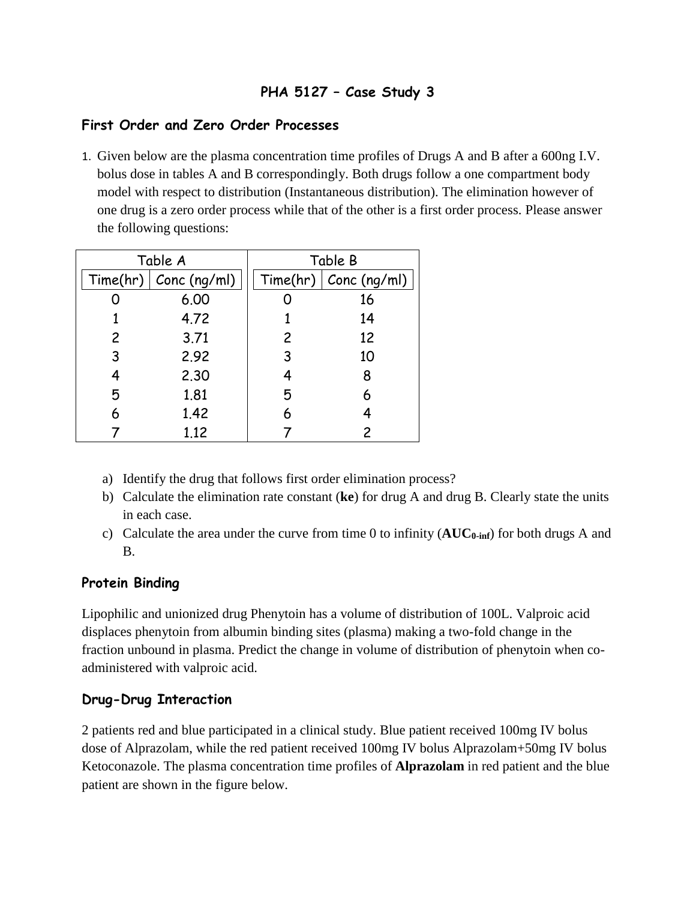## PHA 5127 – Case Study 3

### First Order and Zero Order Processes

1. Given below are the plasma concentration time profiles of Drugs A and B after a 600ng I.V. bolus dose in tables A and B correspondingly. Both drugs follow a one compartment body model with respect to distribution (Instantaneous distribution). The elimination however of one drug is a zero order process while that of the other is a first order process. Please answer the following questions:

| Table A | | Table B | |
|---|---|---|---|
| Time(hr) | Conc (ng/ml) | Time(hr) | Conc (ng/ml) |
| 0 | 6.00 | 0 | 16 |
| 1 | 4.72 | 1 | 14 |
| 2 | 3.71 | 2 | 12 |
| 3 | 2.92 | 3 | 10 |
| 4 | 2.30 | 4 | 8 |
| 5 | 1.81 | 5 | 6 |
| 6 | 1.42 | 6 | 4 |
| 7 | 1.12 | 7 | 2 |

a) Identify the drug that follows first order elimination process?
b) Calculate the elimination rate constant (**ke**) for drug A and drug B. Clearly state the units in each case.
c) Calculate the area under the curve from time 0 to infinity (**$AUC_{0\text{-}inf}$**) for both drugs A and B.

### Protein Binding

Lipophilic and unionized drug Phenytoin has a volume of distribution of 100L. Valproic acid displaces phenytoin from albumin binding sites (plasma) making a two-fold change in the fraction unbound in plasma. Predict the change in volume of distribution of phenytoin when co-administered with valproic acid.

### Drug-Drug Interaction

2 patients red and blue participated in a clinical study. Blue patient received 100mg IV bolus dose of Alprazolam, while the red patient received 100mg IV bolus Alprazolam+50mg IV bolus Ketoconazole. The plasma concentration time profiles of **Alprazolam** in red patient and the blue patient are shown in the figure below.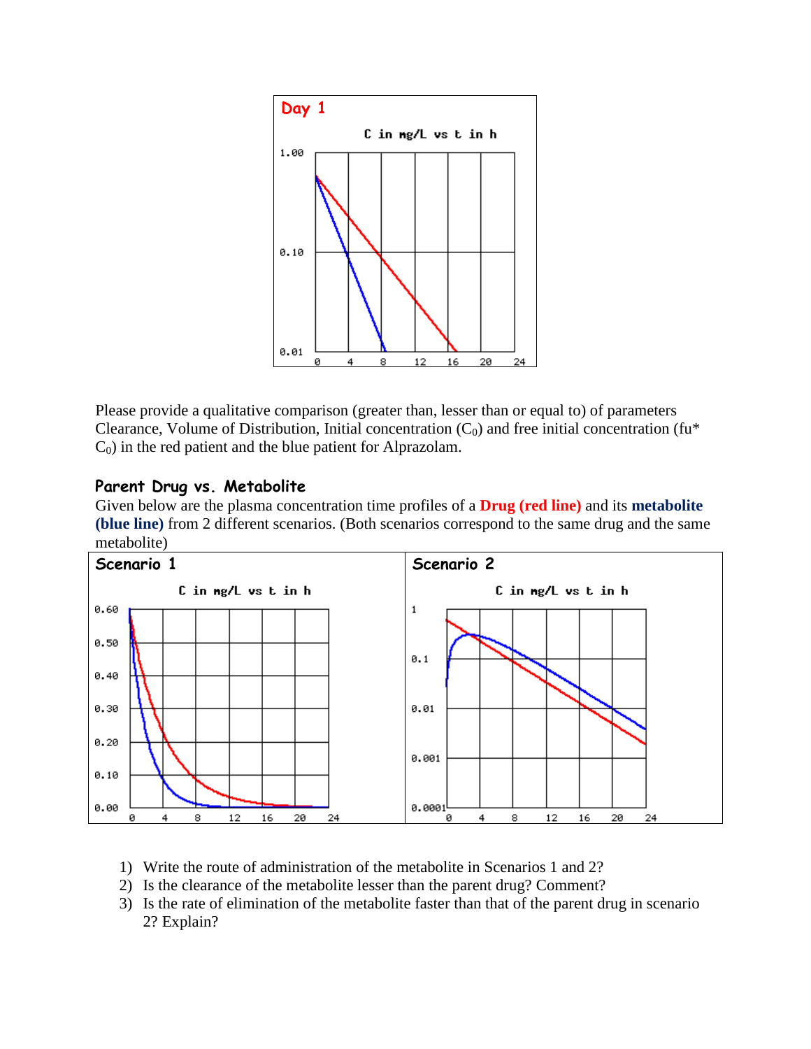Day 1

C in mg/L vs t in h

1.00

0.10

0.01

0 4 8 12 16 20 24

Please provide a qualitative comparison (greater than, lesser than or equal to) of parameters Clearance, Volume of Distribution, Initial concentration ($C_0$) and free initial concentration (fu* $C_0$) in the red patient and the blue patient for Alprazolam.

### Parent Drug vs. Metabolite

Given below are the plasma concentration time profiles of a **Drug (red line)** and its **metabolite (blue line)** from 2 different scenarios. (Both scenarios correspond to the same drug and the same metabolite)

**Scenario 1**

C in mg/L vs t in h

0.60
0.50
0.40
0.30
0.20
0.10
0.00

0 4 8 12 16 20 24

**Scenario 2**

C in mg/L vs t in h

1
0.1
0.01
0.001
0.0001

0 4 8 12 16 20 24

1) Write the route of administration of the metabolite in Scenarios 1 and 2?
2) Is the clearance of the metabolite lesser than the parent drug? Comment?
3) Is the rate of elimination of the metabolite faster than that of the parent drug in scenario 2? Explain?